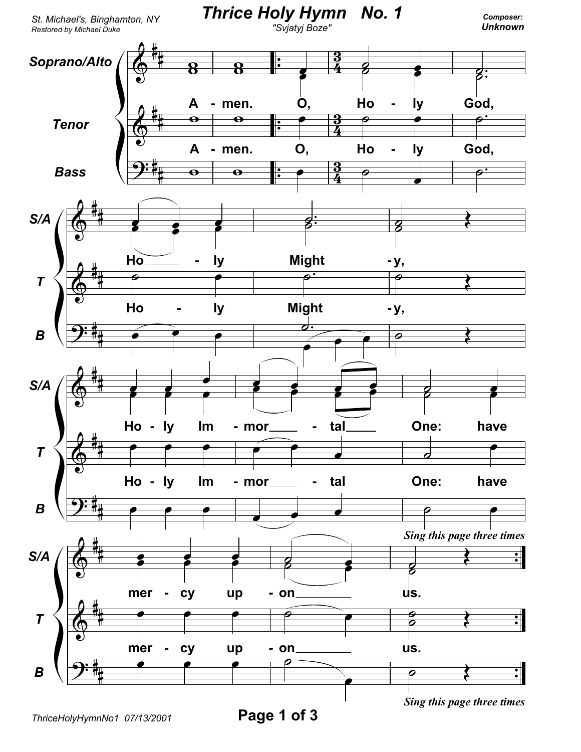St. Michael's, Binghamton, NY
Restored by Michael Duke

# Thrice Holy Hymn No. 1

"Svjatyj Boze"

Composer: **Unknown**

Soprano/Alto, Tenor, Bass

A - men. A - men. O, Ho - ly God, Ho - ly Might - y, Ho - ly Im - mor - tal One: have mer - cy up - on us.

*Sing this page three times*

ThriceHolyHymnNo1 07/13/2001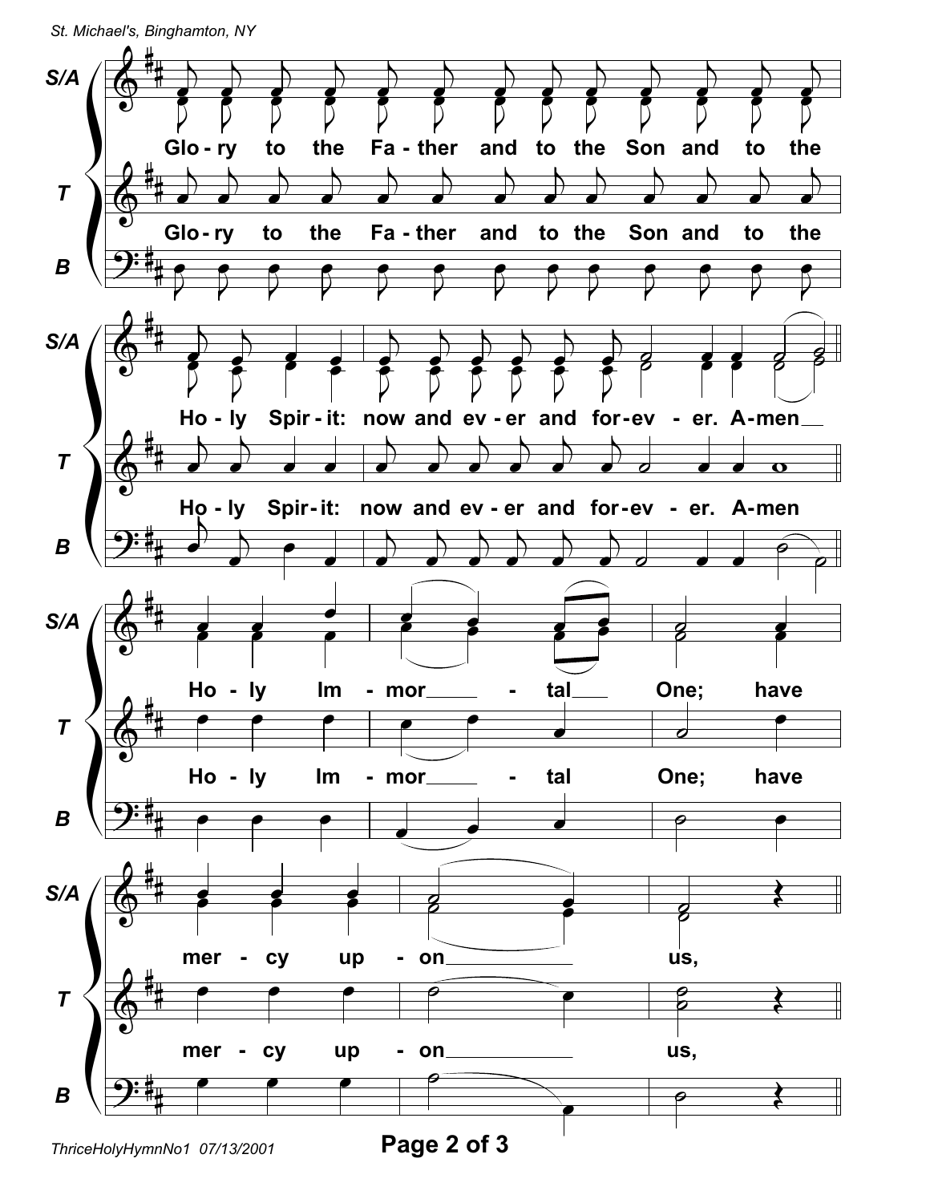S/A

T

B

Glo - ry to the Fa - ther and to the Son and to the

Ho - ly Spir - it: now and ev - er and for - ev - er. A - men

Ho - ly Im - mor - tal One; have

mer - cy up - on us,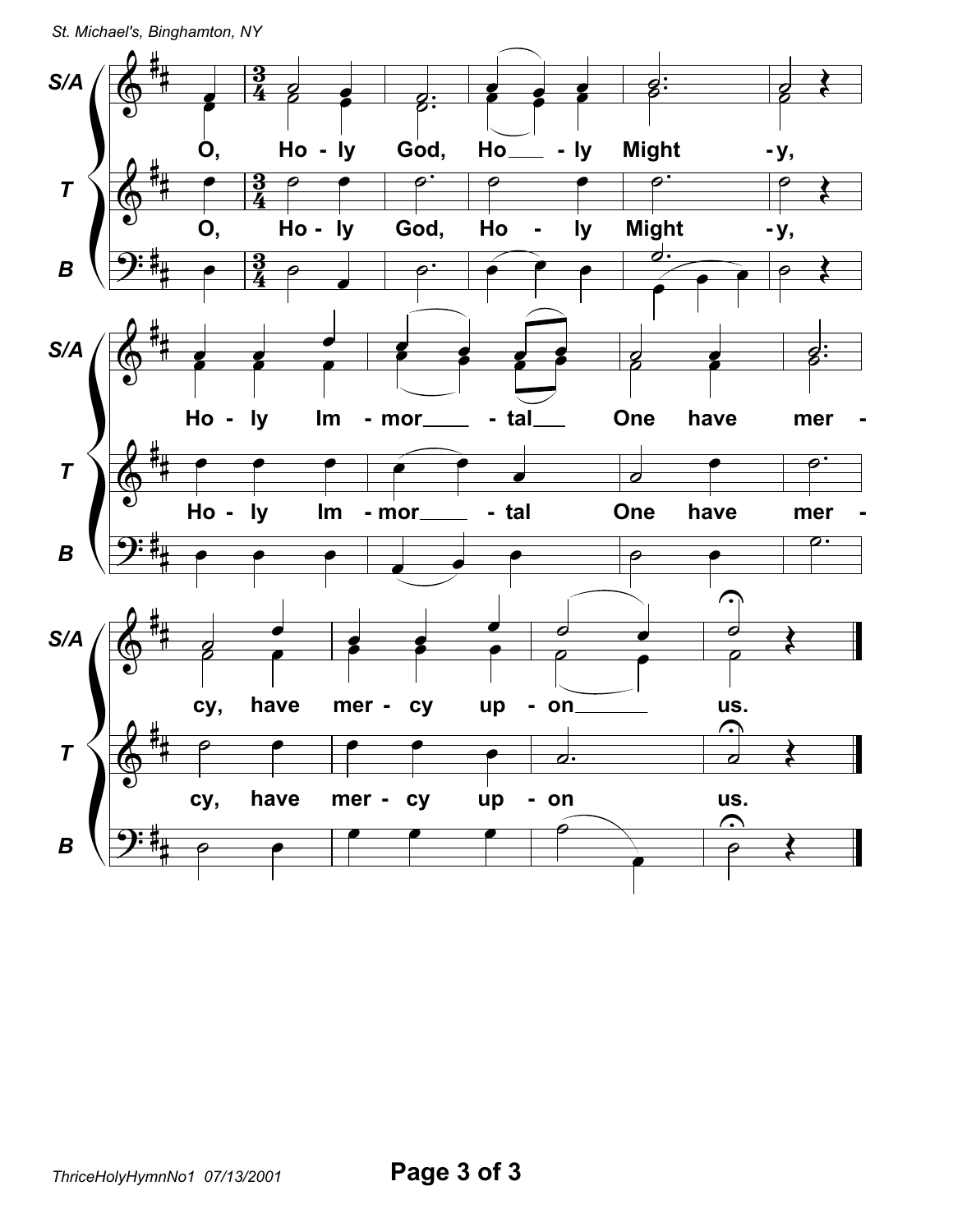S/A
O, Ho - ly God, Ho - ly Might - y,

T
O, Ho - ly God, Ho - ly Might - y,

B

S/A
Ho - ly Im - mor - tal One have mer -

T
Ho - ly Im - mor - tal One have mer -

B

S/A
cy, have mer - cy up - on us.

T
cy, have mer - cy up - on us.

B